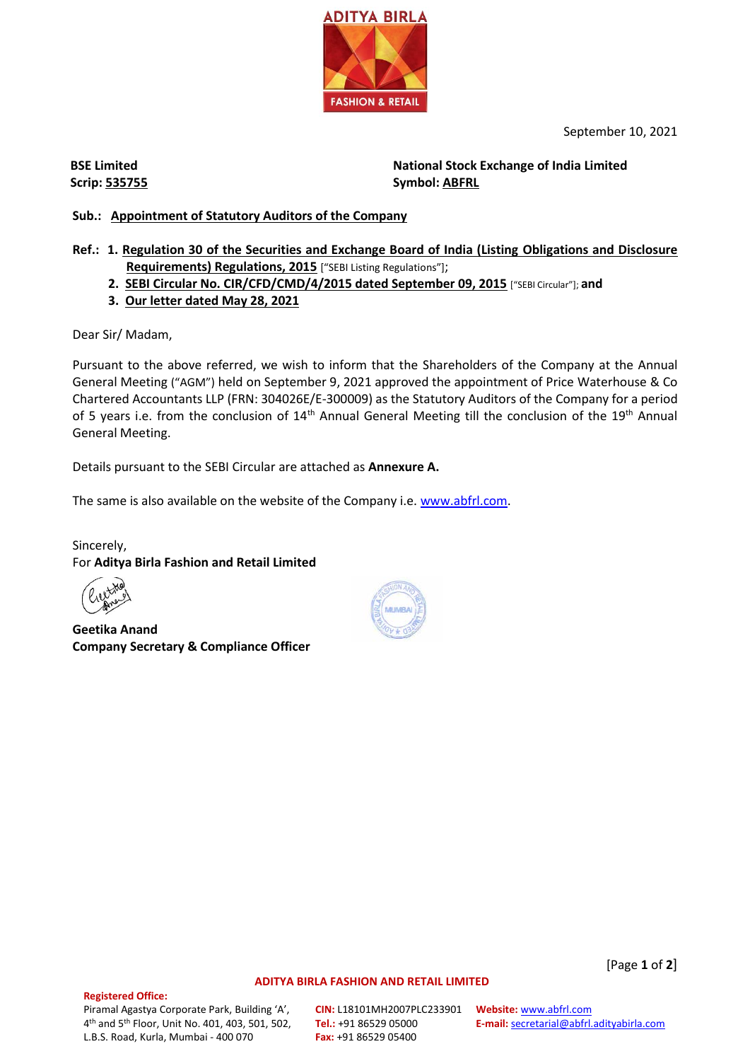ADITYA BIRLA
FASHION & RETAIL

September 10, 2021

**BSE Limited**
**Scrip: 535755**

**National Stock Exchange of India Limited**
**Symbol: ABFRL**

**Sub.: Appointment of Statutory Auditors of the Company**

**Ref.:**
1. **Regulation 30 of the Securities and Exchange Board of India (Listing Obligations and Disclosure Requirements) Regulations, 2015** ["SEBI Listing Regulations"];
2. **SEBI Circular No. CIR/CFD/CMD/4/2015 dated September 09, 2015** ["SEBI Circular"]; **and**
3. **Our letter dated May 28, 2021**

Dear Sir/ Madam,

Pursuant to the above referred, we wish to inform that the Shareholders of the Company at the Annual General Meeting ("AGM") held on September 9, 2021 approved the appointment of Price Waterhouse & Co Chartered Accountants LLP (FRN: 304026E/E-300009) as the Statutory Auditors of the Company for a period of 5 years i.e. from the conclusion of 14th Annual General Meeting till the conclusion of the 19th Annual General Meeting.

Details pursuant to the SEBI Circular are attached as **Annexure A.**

The same is also available on the website of the Company i.e. www.abfrl.com.

Sincerely,
For **Aditya Birla Fashion and Retail Limited**

**Geetika Anand**
**Company Secretary & Compliance Officer**

**ADITYA BIRLA FASHION AND RETAIL LIMITED**

**Registered Office:**
Piramal Agastya Corporate Park, Building 'A', 4th and 5th Floor, Unit No. 401, 403, 501, 502, L.B.S. Road, Kurla, Mumbai - 400 070

**CIN:** L18101MH2007PLC233901
**Tel.:** +91 86529 05000
**Fax:** +91 86529 05400

**Website:** www.abfrl.com
**E-mail:** secretarial@abfrl.adityabirla.com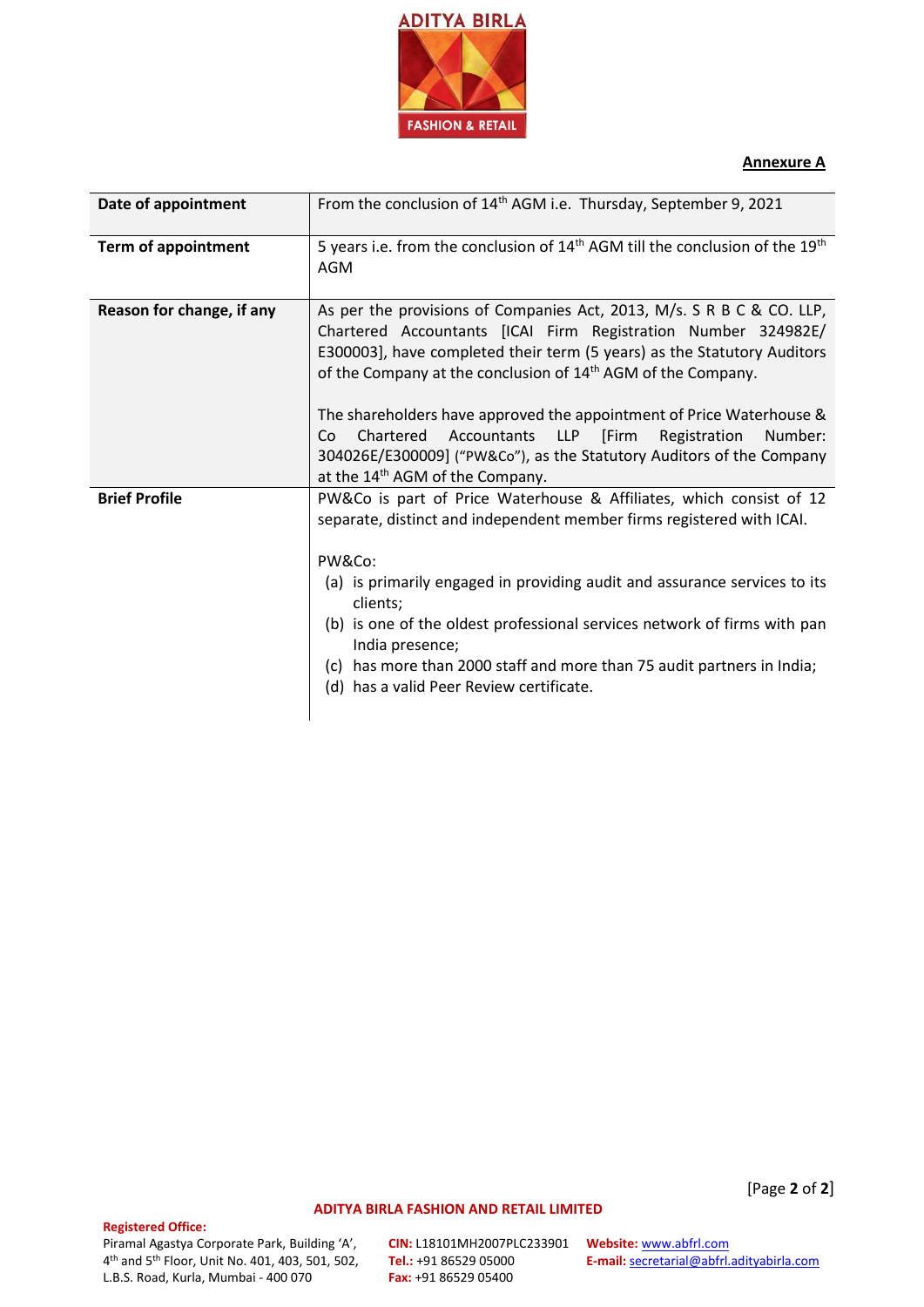**Annexure A**

| | |
|---|---|
| **Date of appointment** | From the conclusion of 14th AGM i.e. Thursday, September 9, 2021 |
| **Term of appointment** | 5 years i.e. from the conclusion of 14th AGM till the conclusion of the 19th AGM |
| **Reason for change, if any** | As per the provisions of Companies Act, 2013, M/s. S R B C & CO. LLP, Chartered Accountants [ICAI Firm Registration Number 324982E/ E300003], have completed their term (5 years) as the Statutory Auditors of the Company at the conclusion of 14th AGM of the Company.<br><br>The shareholders have approved the appointment of Price Waterhouse & Co Chartered Accountants LLP [Firm Registration Number: 304026E/E300009] ("PW&Co"), as the Statutory Auditors of the Company at the 14th AGM of the Company. |
| **Brief Profile** | PW&Co is part of Price Waterhouse & Affiliates, which consist of 12 separate, distinct and independent member firms registered with ICAI.<br><br>PW&Co:<br>(a) is primarily engaged in providing audit and assurance services to its clients;<br>(b) is one of the oldest professional services network of firms with pan India presence;<br>(c) has more than 2000 staff and more than 75 audit partners in India;<br>(d) has a valid Peer Review certificate. |

**ADITYA BIRLA FASHION AND RETAIL LIMITED**

**Registered Office:**
Piramal Agastya Corporate Park, Building 'A', 4th and 5th Floor, Unit No. 401, 403, 501, 502, L.B.S. Road, Kurla, Mumbai - 400 070

**CIN:** L18101MH2007PLC233901
**Tel.:** +91 86529 05000
**Fax:** +91 86529 05400

**Website:** www.abfrl.com
**E-mail:** secretarial@abfrl.adityabirla.com